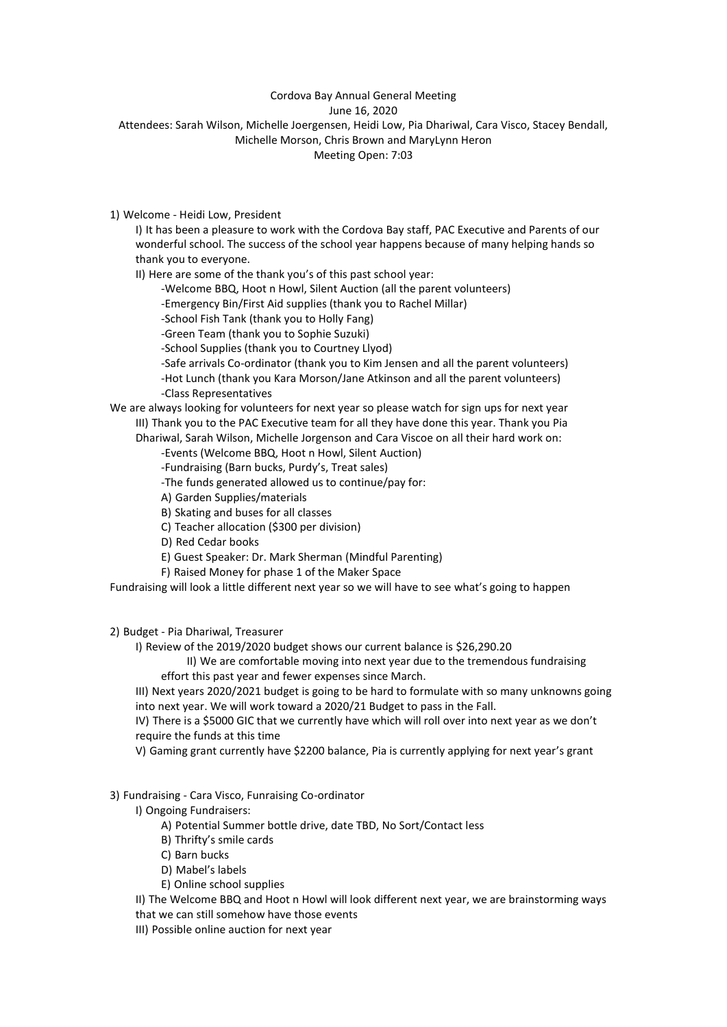Cordova Bay Annual General Meeting
June 16, 2020
Attendees: Sarah Wilson, Michelle Joergensen, Heidi Low, Pia Dhariwal, Cara Visco, Stacey Bendall, Michelle Morson, Chris Brown and MaryLynn Heron
Meeting Open: 7:03

1) Welcome - Heidi Low, President

   I) It has been a pleasure to work with the Cordova Bay staff, PAC Executive and Parents of our wonderful school. The success of the school year happens because of many helping hands so thank you to everyone.

   II) Here are some of the thank you's of this past school year:

      -Welcome BBQ, Hoot n Howl, Silent Auction (all the parent volunteers)
      -Emergency Bin/First Aid supplies (thank you to Rachel Millar)
      -School Fish Tank (thank you to Holly Fang)
      -Green Team (thank you to Sophie Suzuki)
      -School Supplies (thank you to Courtney Llyod)
      -Safe arrivals Co-ordinator (thank you to Kim Jensen and all the parent volunteers)
      -Hot Lunch (thank you Kara Morson/Jane Atkinson and all the parent volunteers)
      -Class Representatives

We are always looking for volunteers for next year so please watch for sign ups for next year

   III) Thank you to the PAC Executive team for all they have done this year. Thank you Pia Dhariwal, Sarah Wilson, Michelle Jorgenson and Cara Viscoe on all their hard work on:

      -Events (Welcome BBQ, Hoot n Howl, Silent Auction)
      -Fundraising (Barn bucks, Purdy's, Treat sales)
      -The funds generated allowed us to continue/pay for:
      A) Garden Supplies/materials
      B) Skating and buses for all classes
      C) Teacher allocation ($300 per division)
      D) Red Cedar books
      E) Guest Speaker: Dr. Mark Sherman (Mindful Parenting)
      F) Raised Money for phase 1 of the Maker Space

Fundraising will look a little different next year so we will have to see what's going to happen

2) Budget - Pia Dhariwal, Treasurer

   I) Review of the 2019/2020 budget shows our current balance is $26,290.20

   II) We are comfortable moving into next year due to the tremendous fundraising effort this past year and fewer expenses since March.

   III) Next years 2020/2021 budget is going to be hard to formulate with so many unknowns going into next year. We will work toward a 2020/21 Budget to pass in the Fall.

   IV) There is a $5000 GIC that we currently have which will roll over into next year as we don't require the funds at this time

   V) Gaming grant currently have $2200 balance, Pia is currently applying for next year's grant

3) Fundraising - Cara Visco, Funraising Co-ordinator

   I) Ongoing Fundraisers:

      A) Potential Summer bottle drive, date TBD, No Sort/Contact less
      B) Thrifty's smile cards
      C) Barn bucks
      D) Mabel's labels
      E) Online school supplies

   II) The Welcome BBQ and Hoot n Howl will look different next year, we are brainstorming ways that we can still somehow have those events

   III) Possible online auction for next year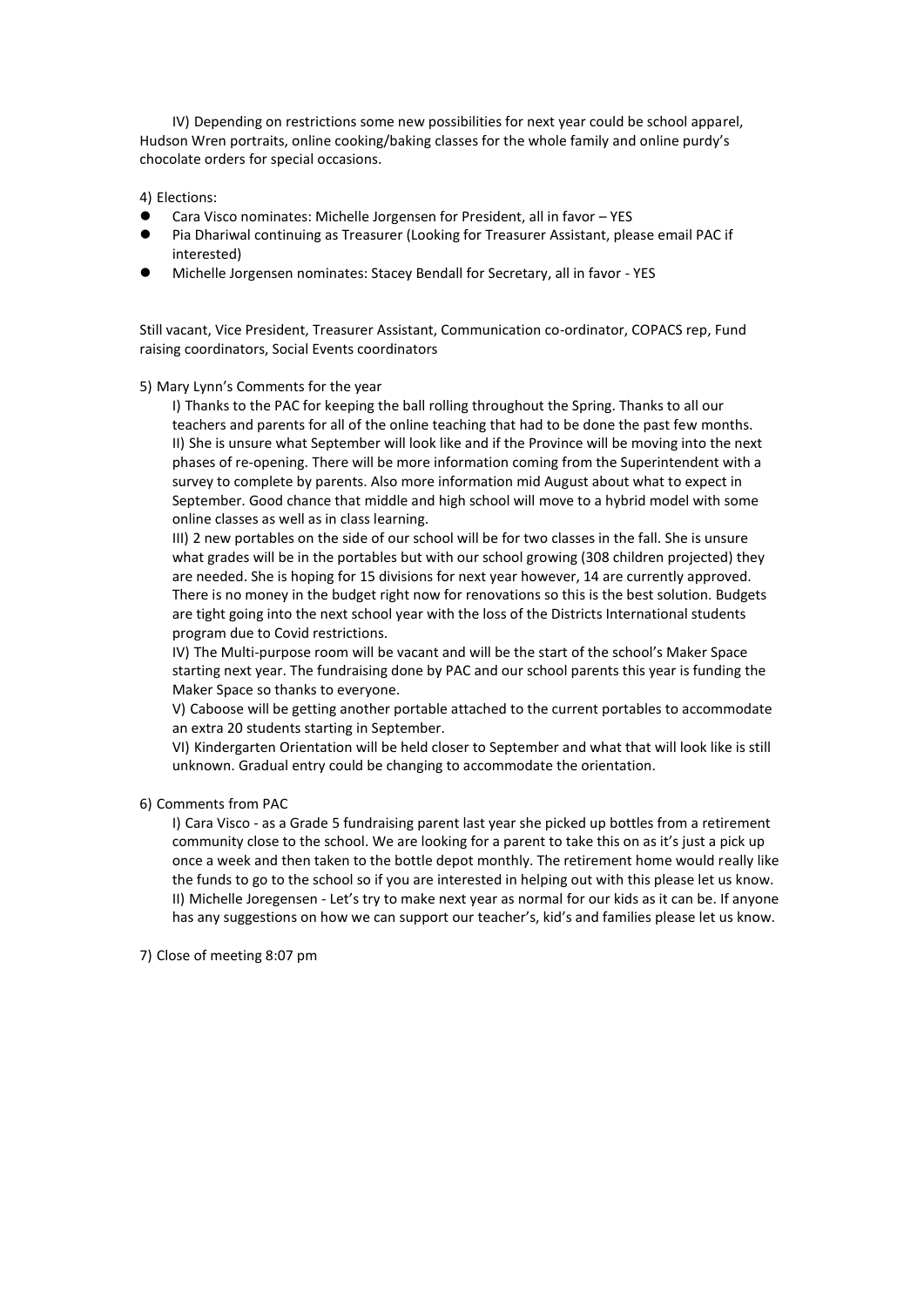IV) Depending on restrictions some new possibilities for next year could be school apparel, Hudson Wren portraits, online cooking/baking classes for the whole family and online purdy's chocolate orders for special occasions.

4) Elections:

- Cara Visco nominates: Michelle Jorgensen for President, all in favor – YES
- Pia Dhariwal continuing as Treasurer (Looking for Treasurer Assistant, please email PAC if interested)
- Michelle Jorgensen nominates: Stacey Bendall for Secretary, all in favor - YES

Still vacant, Vice President, Treasurer Assistant, Communication co-ordinator, COPACS rep, Fund raising coordinators, Social Events coordinators

5) Mary Lynn's Comments for the year

I) Thanks to the PAC for keeping the ball rolling throughout the Spring. Thanks to all our teachers and parents for all of the online teaching that had to be done the past few months.
II) She is unsure what September will look like and if the Province will be moving into the next phases of re-opening. There will be more information coming from the Superintendent with a survey to complete by parents. Also more information mid August about what to expect in September. Good chance that middle and high school will move to a hybrid model with some online classes as well as in class learning.
III) 2 new portables on the side of our school will be for two classes in the fall. She is unsure what grades will be in the portables but with our school growing (308 children projected) they are needed. She is hoping for 15 divisions for next year however, 14 are currently approved. There is no money in the budget right now for renovations so this is the best solution. Budgets are tight going into the next school year with the loss of the Districts International students program due to Covid restrictions.
IV) The Multi-purpose room will be vacant and will be the start of the school's Maker Space starting next year. The fundraising done by PAC and our school parents this year is funding the Maker Space so thanks to everyone.
V) Caboose will be getting another portable attached to the current portables to accommodate an extra 20 students starting in September.
VI) Kindergarten Orientation will be held closer to September and what that will look like is still unknown. Gradual entry could be changing to accommodate the orientation.

6) Comments from PAC

I) Cara Visco - as a Grade 5 fundraising parent last year she picked up bottles from a retirement community close to the school. We are looking for a parent to take this on as it's just a pick up once a week and then taken to the bottle depot monthly. The retirement home would really like the funds to go to the school so if you are interested in helping out with this please let us know.
II) Michelle Joregensen - Let's try to make next year as normal for our kids as it can be. If anyone has any suggestions on how we can support our teacher's, kid's and families please let us know.

7) Close of meeting 8:07 pm